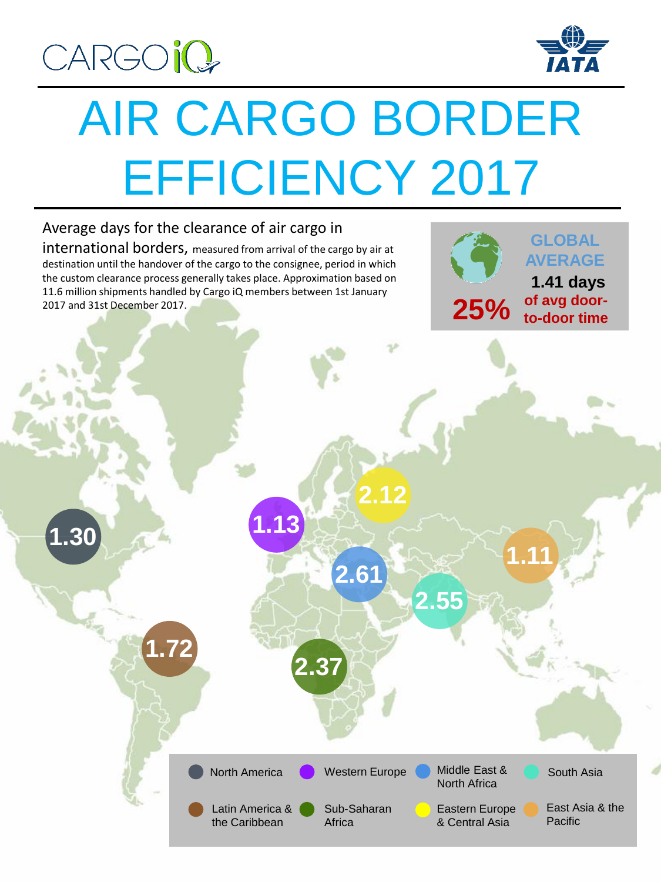CARGOiQ

IATA

# AIR CARGO BORDER EFFICIENCY 2017

Average days for the clearance of air cargo in international borders, measured from arrival of the cargo by air at destination until the handover of the cargo to the consignee, period in which the custom clearance process generally takes place. Approximation based on 11.6 million shipments handled by Cargo iQ members between 1st January 2017 and 31st December 2017.

**GLOBAL AVERAGE**
**1.41 days**
**25%** **of avg door-to-door time**

| Region | Average days |
|---|---|
| North America | 1.30 |
| Western Europe | 1.13 |
| Middle East & North Africa | 2.61 |
| South Asia | 2.55 |
| Latin America & the Caribbean | 1.72 |
| Sub-Saharan Africa | 2.37 |
| Eastern Europe & Central Asia | 2.12 |
| East Asia & the Pacific | 1.11 |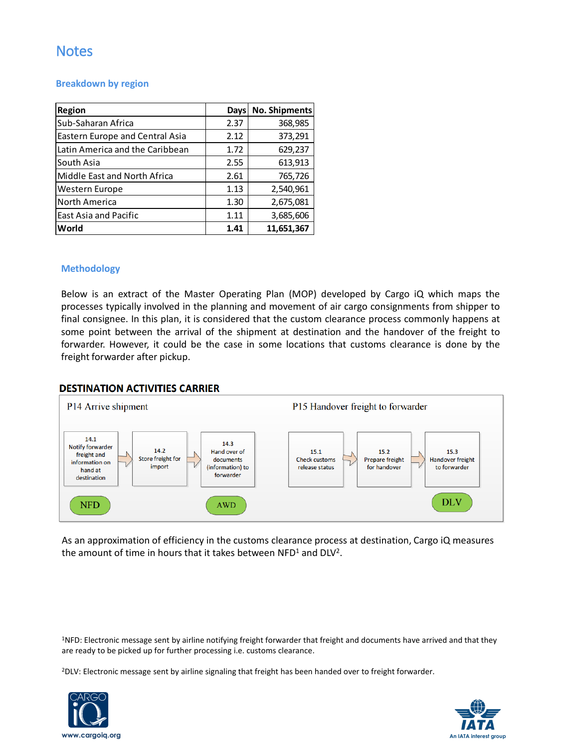# Notes

## Breakdown by region

| Region | Days | No. Shipments |
|---|---|---|
| Sub-Saharan Africa | 2.37 | 368,985 |
| Eastern Europe and Central Asia | 2.12 | 373,291 |
| Latin America and the Caribbean | 1.72 | 629,237 |
| South Asia | 2.55 | 613,913 |
| Middle East and North Africa | 2.61 | 765,726 |
| Western Europe | 1.13 | 2,540,961 |
| North America | 1.30 | 2,675,081 |
| East Asia and Pacific | 1.11 | 3,685,606 |
| **World** | **1.41** | **11,651,367** |

## Methodology

Below is an extract of the Master Operating Plan (MOP) developed by Cargo iQ which maps the processes typically involved in the planning and movement of air cargo consignments from shipper to final consignee. In this plan, it is considered that the custom clearance process commonly happens at some point between the arrival of the shipment at destination and the handover of the freight to forwarder. However, it could be the case in some locations that customs clearance is done by the freight forwarder after pickup.

**DESTINATION ACTIVITIES CARRIER**

P14 Arrive shipment

14.1 Notify forwarder freight and information on hand at destination

14.2 Store freight for import

14.3 Hand over of documents (information) to forwarder

NFD

AWD

P15 Handover freight to forwarder

15.1 Check customs release status

15.2 Prepare freight for handover

15.3 Handover freight to forwarder

DLV

As an approximation of efficiency in the customs clearance process at destination, Cargo iQ measures the amount of time in hours that it takes between NFD[1] and DLV[2].

[1]NFD: Electronic message sent by airline notifying freight forwarder that freight and documents have arrived and that they are ready to be picked up for further processing i.e. customs clearance.

[2]DLV: Electronic message sent by airline signaling that freight has been handed over to freight forwarder.

www.cargoiq.org

An IATA interest group